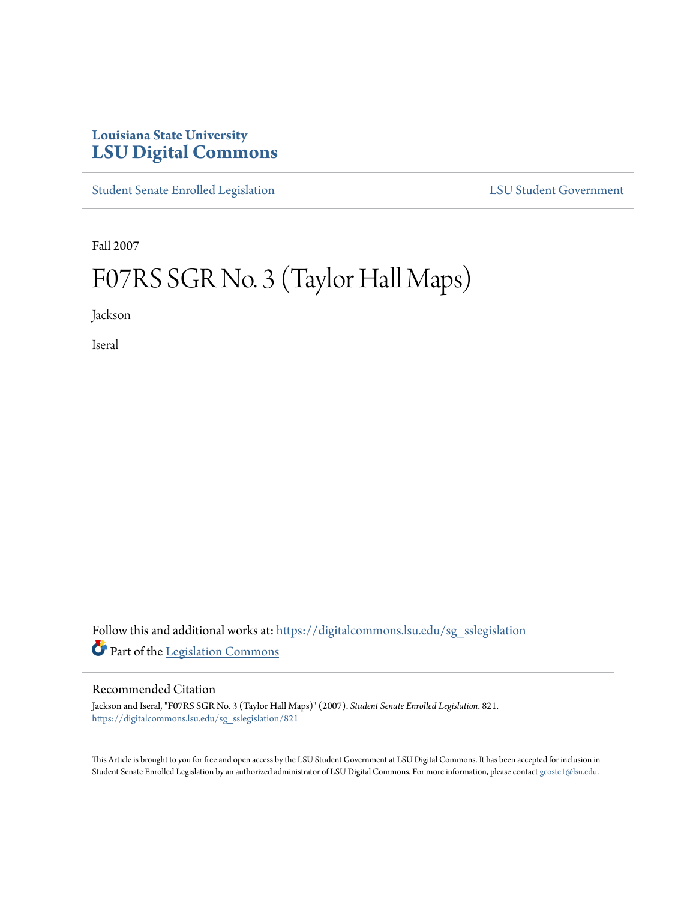Louisiana State University

# LSU Digital Commons

Student Senate Enrolled Legislation

LSU Student Government

Fall 2007

# F07RS SGR No. 3 (Taylor Hall Maps)

Jackson

Iseral

Follow this and additional works at: https://digitalcommons.lsu.edu/sg_sslegislation

Part of the Legislation Commons

## Recommended Citation

Jackson and Iseral, "F07RS SGR No. 3 (Taylor Hall Maps)" (2007). *Student Senate Enrolled Legislation*. 821.
https://digitalcommons.lsu.edu/sg_sslegislation/821

This Article is brought to you for free and open access by the LSU Student Government at LSU Digital Commons. It has been accepted for inclusion in Student Senate Enrolled Legislation by an authorized administrator of LSU Digital Commons. For more information, please contact gcoste1@lsu.edu.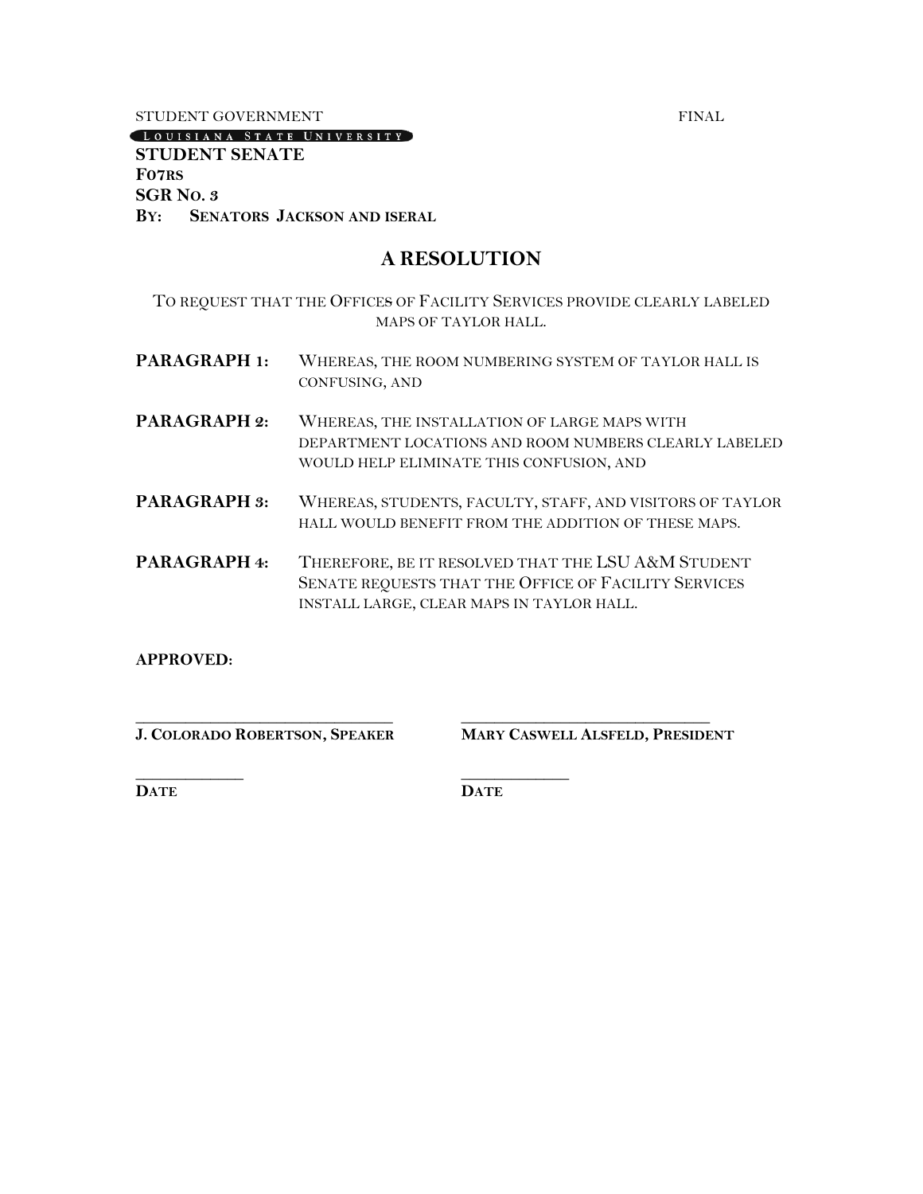STUDENT GOVERNMENT FINAL

LOUISIANA STATE UNIVERSITY

**STUDENT SENATE**
**F07RS**
**SGR NO. 3**
**BY: SENATORS JACKSON AND ISERAL**

# A RESOLUTION

TO REQUEST THAT THE OFFICES OF FACILITY SERVICES PROVIDE CLEARLY LABELED MAPS OF TAYLOR HALL.

**PARAGRAPH 1:** WHEREAS, THE ROOM NUMBERING SYSTEM OF TAYLOR HALL IS CONFUSING, AND

**PARAGRAPH 2:** WHEREAS, THE INSTALLATION OF LARGE MAPS WITH DEPARTMENT LOCATIONS AND ROOM NUMBERS CLEARLY LABELED WOULD HELP ELIMINATE THIS CONFUSION, AND

**PARAGRAPH 3:** WHEREAS, STUDENTS, FACULTY, STAFF, AND VISITORS OF TAYLOR HALL WOULD BENEFIT FROM THE ADDITION OF THESE MAPS.

**PARAGRAPH 4:** THEREFORE, BE IT RESOLVED THAT THE LSU A&M STUDENT SENATE REQUESTS THAT THE OFFICE OF FACILITY SERVICES INSTALL LARGE, CLEAR MAPS IN TAYLOR HALL.

**APPROVED:**

______________________________
**J. COLORADO ROBERTSON, SPEAKER**

______________________________
**MARY CASWELL ALSFELD, PRESIDENT**

____________
**DATE**

____________
**DATE**